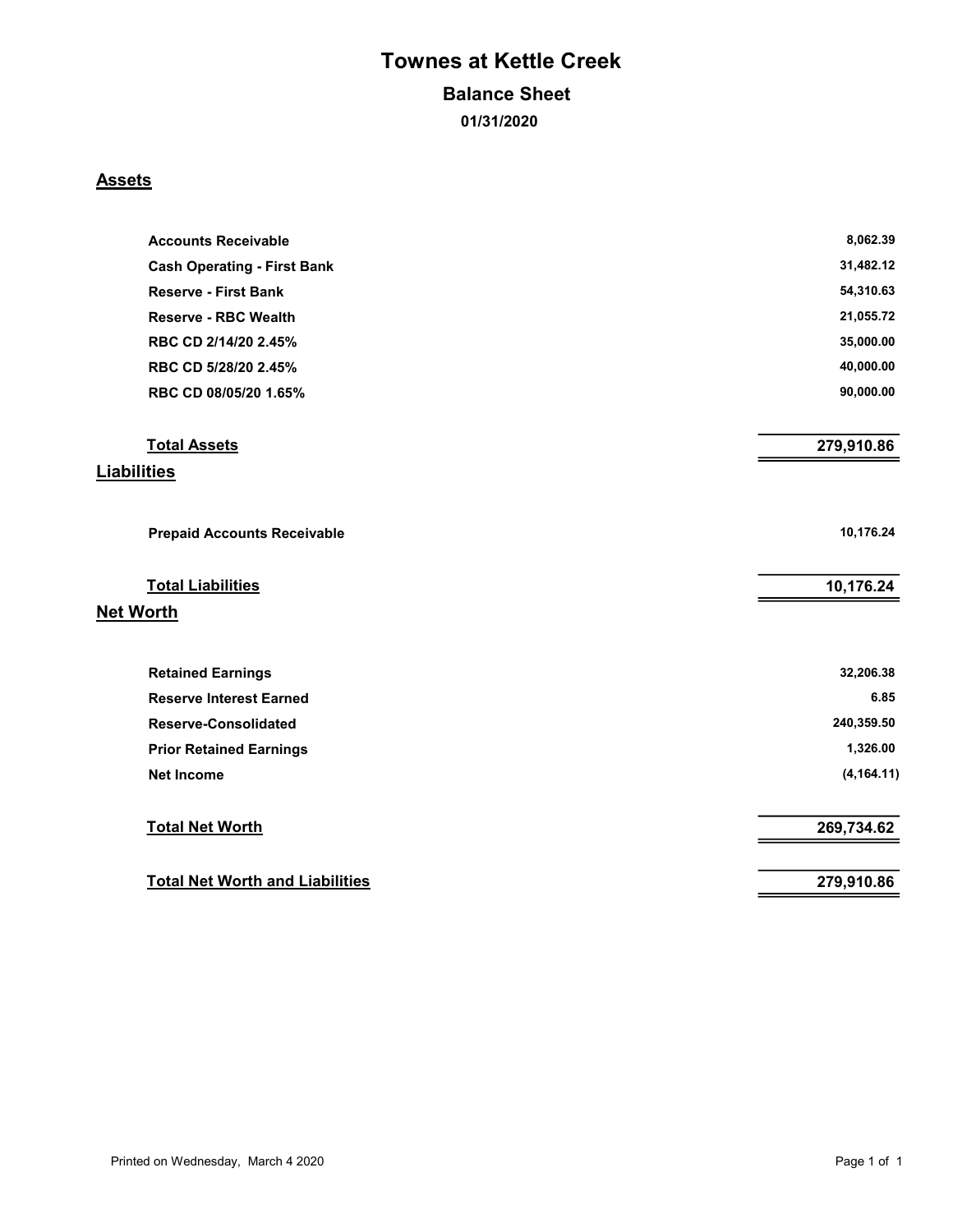# Townes at Kettle Creek

## Balance Sheet

### 01/31/2020

## Assets

| | |
|---|---|
| **Accounts Receivable** | 8,062.39 |
| **Cash Operating - First Bank** | 31,482.12 |
| **Reserve - First Bank** | 54,310.63 |
| **Reserve - RBC Wealth** | 21,055.72 |
| **RBC CD 2/14/20 2.45%** | 35,000.00 |
| **RBC CD 5/28/20 2.45%** | 40,000.00 |
| **RBC CD 08/05/20 1.65%** | 90,000.00 |
| **Total Assets** | **279,910.86** |

## Liabilities

| | |
|---|---|
| **Prepaid Accounts Receivable** | 10,176.24 |
| **Total Liabilities** | **10,176.24** |

## Net Worth

| | |
|---|---|
| **Retained Earnings** | 32,206.38 |
| **Reserve Interest Earned** | 6.85 |
| **Reserve-Consolidated** | 240,359.50 |
| **Prior Retained Earnings** | 1,326.00 |
| **Net Income** | (4,164.11) |
| **Total Net Worth** | **269,734.62** |
| **Total Net Worth and Liabilities** | **279,910.86** |

Printed on Wednesday, March 4 2020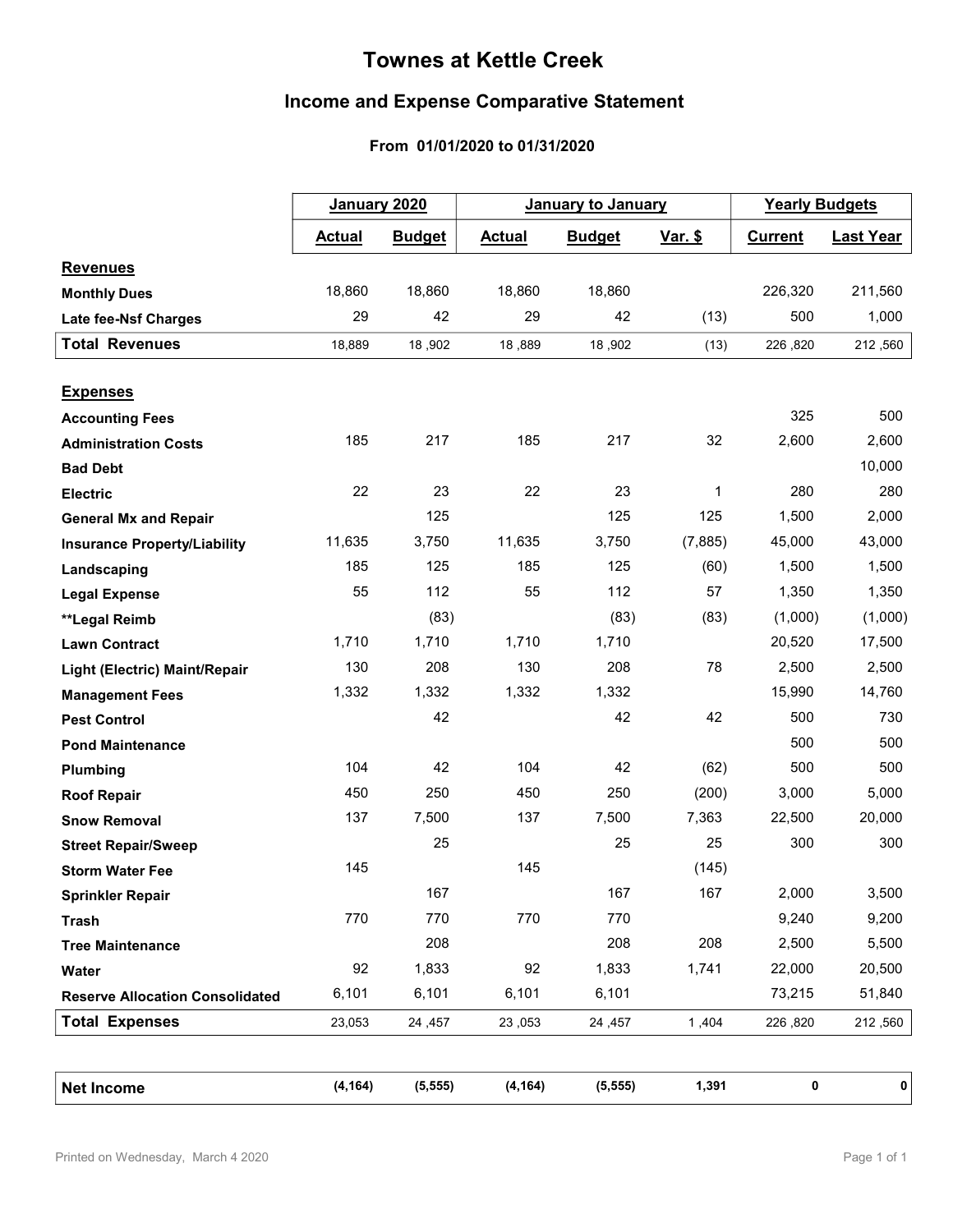# Townes at Kettle Creek

## Income and Expense Comparative Statement

**From 01/01/2020 to 01/31/2020**

| | January 2020 | | January to January | | | Yearly Budgets | |
|---|---|---|---|---|---|---|---|
| | **Actual** | **Budget** | **Actual** | **Budget** | **Var. $** | **Current** | **Last Year** |
| **Revenues** | | | | | | | |
| **Monthly Dues** | 18,860 | 18,860 | 18,860 | 18,860 | | 226,320 | 211,560 |
| **Late fee-Nsf Charges** | 29 | 42 | 29 | 42 | (13) | 500 | 1,000 |
| **Total Revenues** | 18,889 | 18 ,902 | 18 ,889 | 18 ,902 | (13) | 226 ,820 | 212 ,560 |
| **Expenses** | | | | | | | |
| **Accounting Fees** | | | | | | 325 | 500 |
| **Administration Costs** | 185 | 217 | 185 | 217 | 32 | 2,600 | 2,600 |
| **Bad Debt** | | | | | | | 10,000 |
| **Electric** | 22 | 23 | 22 | 23 | 1 | 280 | 280 |
| **General Mx and Repair** | | 125 | | 125 | 125 | 1,500 | 2,000 |
| **Insurance Property/Liability** | 11,635 | 3,750 | 11,635 | 3,750 | (7,885) | 45,000 | 43,000 |
| **Landscaping** | 185 | 125 | 185 | 125 | (60) | 1,500 | 1,500 |
| **Legal Expense** | 55 | 112 | 55 | 112 | 57 | 1,350 | 1,350 |
| **\*\*Legal Reimb** | | (83) | | (83) | (83) | (1,000) | (1,000) |
| **Lawn Contract** | 1,710 | 1,710 | 1,710 | 1,710 | | 20,520 | 17,500 |
| **Light (Electric) Maint/Repair** | 130 | 208 | 130 | 208 | 78 | 2,500 | 2,500 |
| **Management Fees** | 1,332 | 1,332 | 1,332 | 1,332 | | 15,990 | 14,760 |
| **Pest Control** | | 42 | | 42 | 42 | 500 | 730 |
| **Pond Maintenance** | | | | | | 500 | 500 |
| **Plumbing** | 104 | 42 | 104 | 42 | (62) | 500 | 500 |
| **Roof Repair** | 450 | 250 | 450 | 250 | (200) | 3,000 | 5,000 |
| **Snow Removal** | 137 | 7,500 | 137 | 7,500 | 7,363 | 22,500 | 20,000 |
| **Street Repair/Sweep** | | 25 | | 25 | 25 | 300 | 300 |
| **Storm Water Fee** | 145 | | 145 | | (145) | | |
| **Sprinkler Repair** | | 167 | | 167 | 167 | 2,000 | 3,500 |
| **Trash** | 770 | 770 | 770 | 770 | | 9,240 | 9,200 |
| **Tree Maintenance** | | 208 | | 208 | 208 | 2,500 | 5,500 |
| **Water** | 92 | 1,833 | 92 | 1,833 | 1,741 | 22,000 | 20,500 |
| **Reserve Allocation Consolidated** | 6,101 | 6,101 | 6,101 | 6,101 | | 73,215 | 51,840 |
| **Total Expenses** | 23,053 | 24 ,457 | 23 ,053 | 24 ,457 | 1 ,404 | 226 ,820 | 212 ,560 |
| **Net Income** | **(4,164)** | **(5,555)** | **(4,164)** | **(5,555)** | **1,391** | **0** | **0** |

Printed on Wednesday, March 4 2020